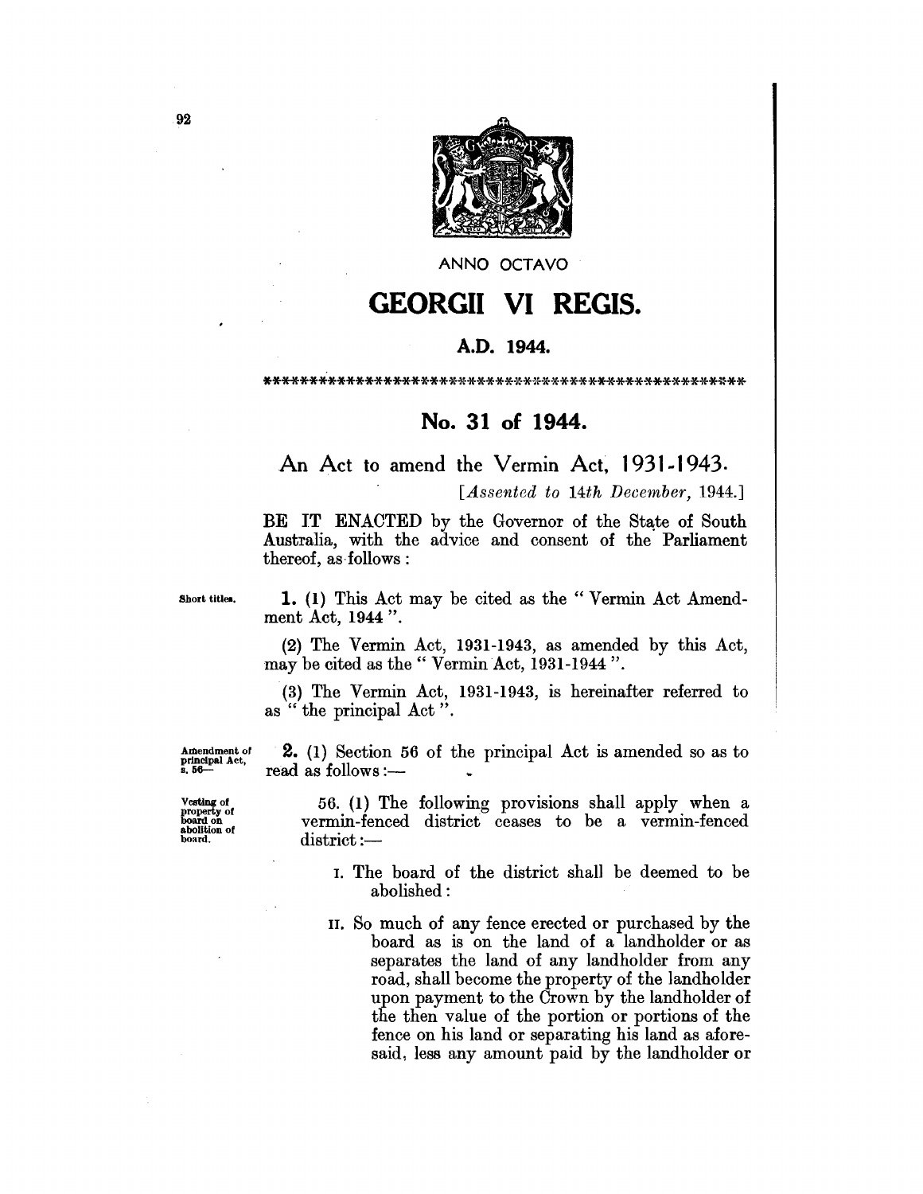ANNO OCTAVO

# GEORGII VI REGIS.

## A.D. 1944.

\*\*\*\*\*\*\*\*\*\*\*\*\*\*\*\*\*\*\*\*\*\*\*\*\*\*\*\*\*\*\*\*\*\*\*\*\*\*\*\*\*\*\*\*\*\*\*\*\*\*\*\*\*

## No. 31 of 1944.

### An Act to amend the Vermin Act, 1931-1943.

*[Assented to 14th December, 1944.]*

BE IT ENACTED by the Governor of the State of South Australia, with the advice and consent of the Parliament thereof, as follows:

Short titles.

**1.** (1) This Act may be cited as the "Vermin Act Amendment Act, 1944".

(2) The Vermin Act, 1931-1943, as amended by this Act, may be cited as the "Vermin Act, 1931-1944".

(3) The Vermin Act, 1931-1943, is hereinafter referred to as "the principal Act".

Amendment of principal Act, s. 56—

**2.** (1) Section 56 of the principal Act is amended so as to read as follows:—

Vesting of property of board on abolition of board.

56. (1) The following provisions shall apply when a vermin-fenced district ceases to be a vermin-fenced district:—

I. The board of the district shall be deemed to be abolished:

II. So much of any fence erected or purchased by the board as is on the land of a landholder or as separates the land of any landholder from any road, shall become the property of the landholder upon payment to the Crown by the landholder of the then value of the portion or portions of the fence on his land or separating his land as aforesaid, less any amount paid by the landholder or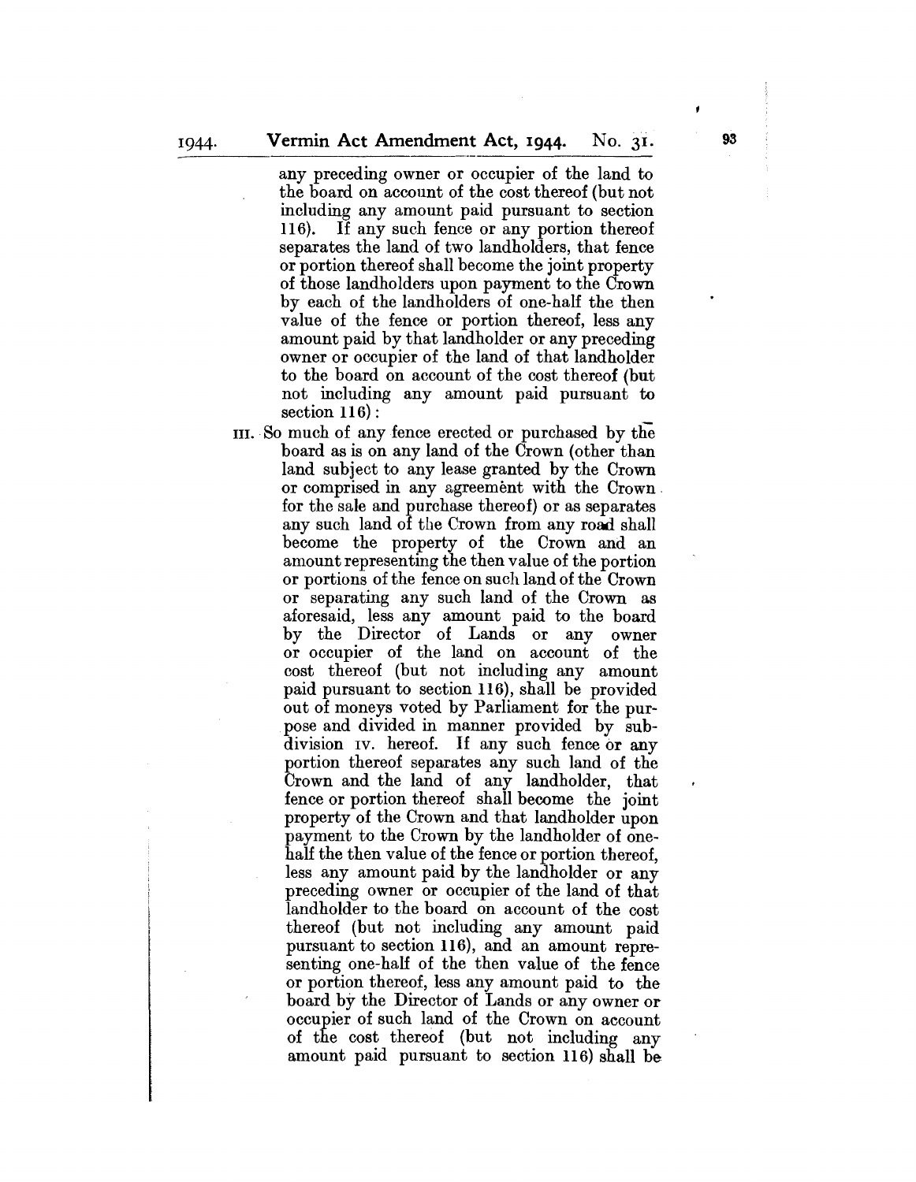any preceding owner or occupier of the land to the board on account of the cost thereof (but not including any amount paid pursuant to section 116). If any such fence or any portion thereof separates the land of two landholders, that fence or portion thereof shall become the joint property of those landholders upon payment to the Crown by each of the landholders of one-half the then value of the fence or portion thereof, less any amount paid by that landholder or any preceding owner or occupier of the land of that landholder to the board on account of the cost thereof (but not including any amount paid pursuant to section 116):

III. So much of any fence erected or purchased by the board as is on any land of the Crown (other than land subject to any lease granted by the Crown or comprised in any agreement with the Crown for the sale and purchase thereof) or as separates any such land of the Crown from any road shall become the property of the Crown and an amount representing the then value of the portion or portions of the fence on such land of the Crown or separating any such land of the Crown as aforesaid, less any amount paid to the board by the Director of Lands or any owner or occupier of the land on account of the cost thereof (but not including any amount paid pursuant to section 116), shall be provided out of moneys voted by Parliament for the purpose and divided in manner provided by subdivision IV. hereof. If any such fence or any portion thereof separates any such land of the Crown and the land of any landholder, that fence or portion thereof shall become the joint property of the Crown and that landholder upon payment to the Crown by the landholder of one-half the then value of the fence or portion thereof, less any amount paid by the landholder or any preceding owner or occupier of the land of that landholder to the board on account of the cost thereof (but not including any amount paid pursuant to section 116), and an amount representing one-half of the then value of the fence or portion thereof, less any amount paid to the board by the Director of Lands or any owner or occupier of such land of the Crown on account of the cost thereof (but not including any amount paid pursuant to section 116) shall be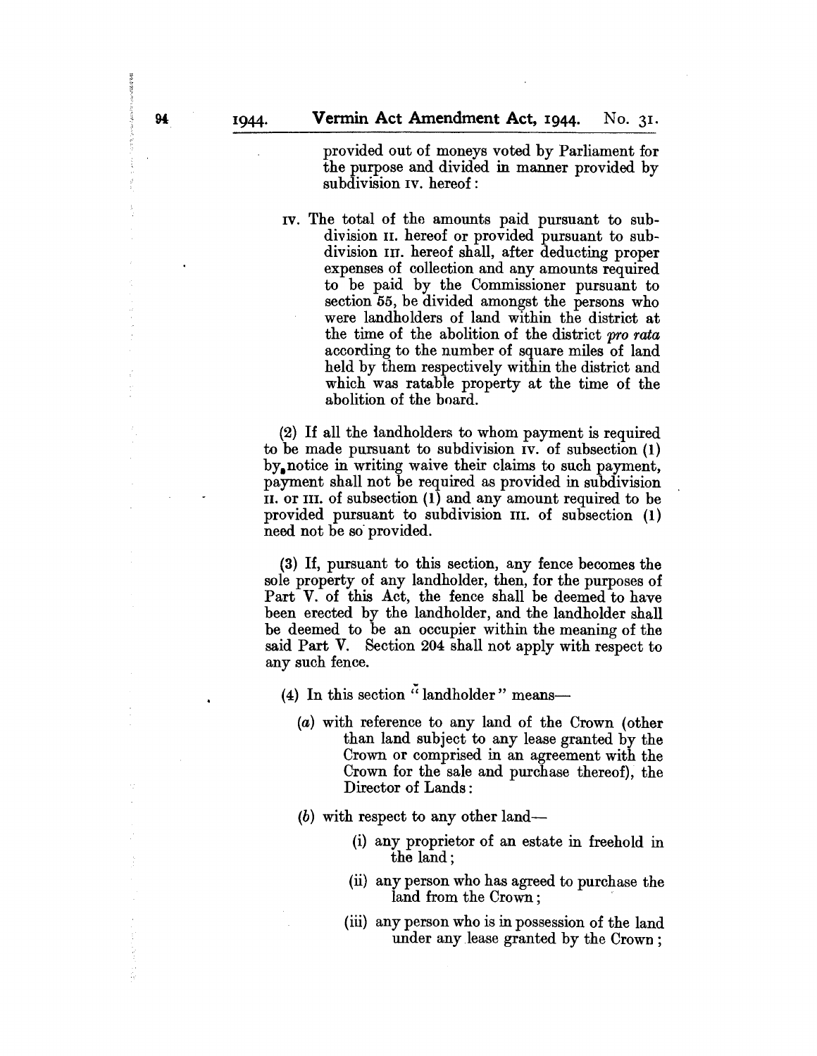provided out of moneys voted by Parliament for the purpose and divided in manner provided by subdivision IV. hereof:

IV. The total of the amounts paid pursuant to subdivision II. hereof or provided pursuant to subdivision III. hereof shall, after deducting proper expenses of collection and any amounts required to be paid by the Commissioner pursuant to section 55, be divided amongst the persons who were landholders of land within the district at the time of the abolition of the district *pro rata* according to the number of square miles of land held by them respectively within the district and which was ratable property at the time of the abolition of the board.

(2) If all the landholders to whom payment is required to be made pursuant to subdivision IV. of subsection (1) by notice in writing waive their claims to such payment, payment shall not be required as provided in subdivision II. or III. of subsection (1) and any amount required to be provided pursuant to subdivision III. of subsection (1) need not be so provided.

(3) If, pursuant to this section, any fence becomes the sole property of any landholder, then, for the purposes of Part V. of this Act, the fence shall be deemed to have been erected by the landholder, and the landholder shall be deemed to be an occupier within the meaning of the said Part V. Section 204 shall not apply with respect to any such fence.

(4) In this section "landholder" means—

(*a*) with reference to any land of the Crown (other than land subject to any lease granted by the Crown or comprised in an agreement with the Crown for the sale and purchase thereof), the Director of Lands:

(*b*) with respect to any other land—

(i) any proprietor of an estate in freehold in the land;

(ii) any person who has agreed to purchase the land from the Crown;

(iii) any person who is in possession of the land under any lease granted by the Crown;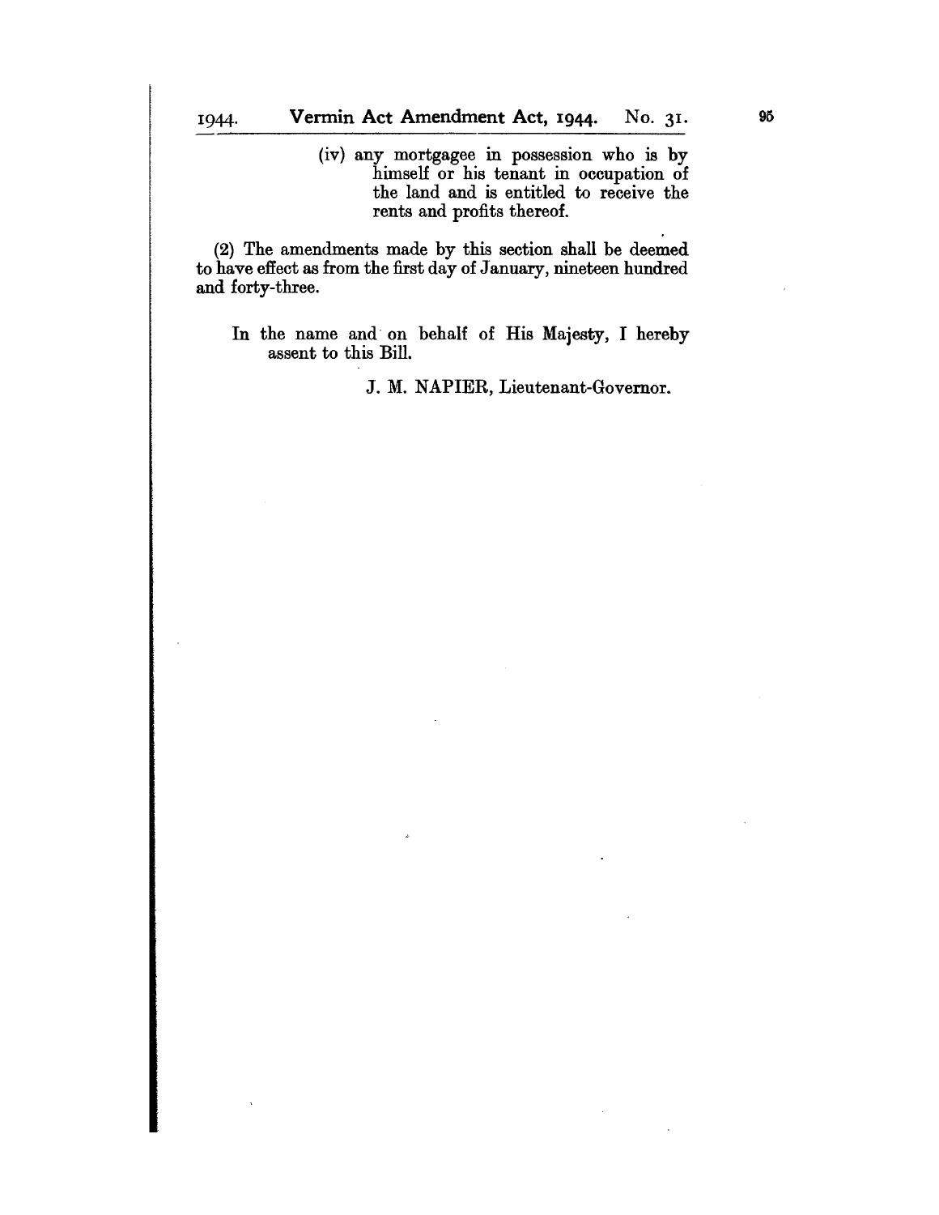(iv) any mortgagee in possession who is by himself or his tenant in occupation of the land and is entitled to receive the rents and profits thereof.

(2) The amendments made by this section shall be deemed to have effect as from the first day of January, nineteen hundred and forty-three.

In the name and on behalf of His Majesty, I hereby assent to this Bill.

J. M. NAPIER, Lieutenant-Governor.